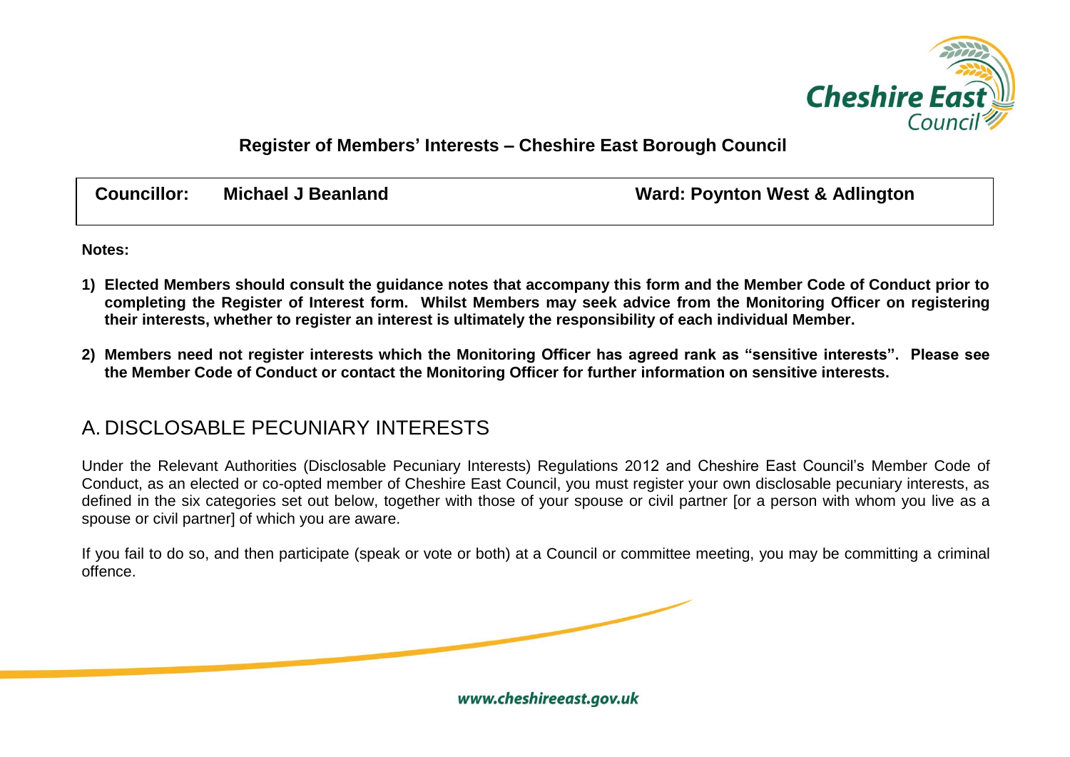**Register of Members' Interests – Cheshire East Borough Council**

| **Councillor:** **Michael J Beanland** | **Ward: Poynton West & Adlington** |
|---|---|

**Notes:**

1) **Elected Members should consult the guidance notes that accompany this form and the Member Code of Conduct prior to completing the Register of Interest form. Whilst Members may seek advice from the Monitoring Officer on registering their interests, whether to register an interest is ultimately the responsibility of each individual Member.**

2) **Members need not register interests which the Monitoring Officer has agreed rank as "sensitive interests". Please see the Member Code of Conduct or contact the Monitoring Officer for further information on sensitive interests.**

## A. DISCLOSABLE PECUNIARY INTERESTS

Under the Relevant Authorities (Disclosable Pecuniary Interests) Regulations 2012 and Cheshire East Council's Member Code of Conduct, as an elected or co-opted member of Cheshire East Council, you must register your own disclosable pecuniary interests, as defined in the six categories set out below, together with those of your spouse or civil partner [or a person with whom you live as a spouse or civil partner] of which you are aware.

If you fail to do so, and then participate (speak or vote or both) at a Council or committee meeting, you may be committing a criminal offence.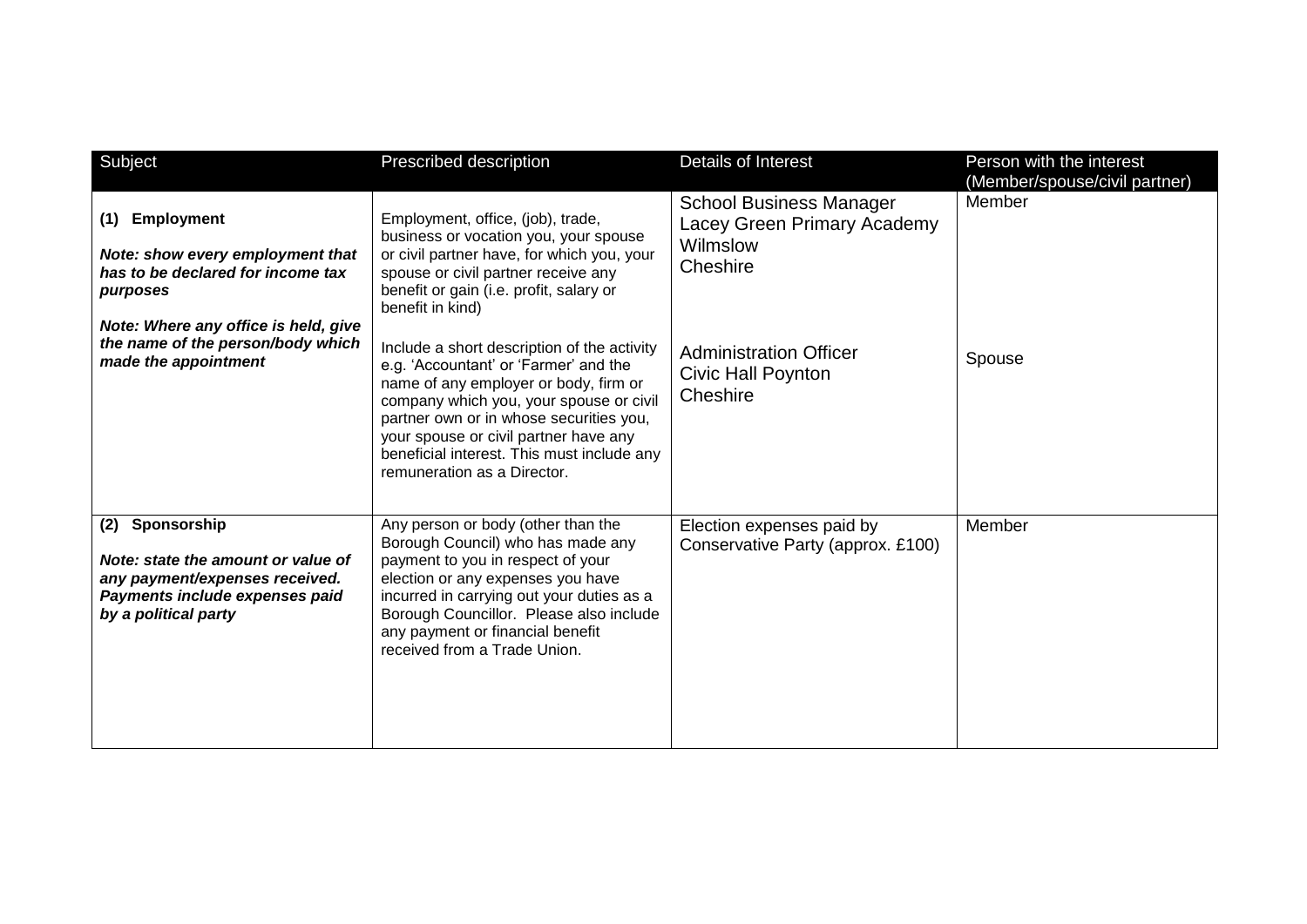| Subject | Prescribed description | Details of Interest | Person with the interest (Member/spouse/civil partner) |
|---|---|---|---|
| **(1) Employment**<br><br>***Note: show every employment that has to be declared for income tax purposes***<br><br>***Note: Where any office is held, give the name of the person/body which made the appointment*** | Employment, office, (job), trade, business or vocation you, your spouse or civil partner have, for which you, your spouse or civil partner receive any benefit or gain (i.e. profit, salary or benefit in kind)<br><br>Include a short description of the activity e.g. 'Accountant' or 'Farmer' and the name of any employer or body, firm or company which you, your spouse or civil partner own or in whose securities you, your spouse or civil partner have any beneficial interest. This must include any remuneration as a Director. | School Business Manager<br>Lacey Green Primary Academy<br>Wilmslow<br>Cheshire<br><br>Administration Officer<br>Civic Hall Poynton<br>Cheshire | Member<br><br><br><br><br>Spouse |
| **(2) Sponsorship**<br><br>***Note: state the amount or value of any payment/expenses received. Payments include expenses paid by a political party*** | Any person or body (other than the Borough Council) who has made any payment to you in respect of your election or any expenses you have incurred in carrying out your duties as a Borough Councillor. Please also include any payment or financial benefit received from a Trade Union. | Election expenses paid by Conservative Party (approx. £100) | Member |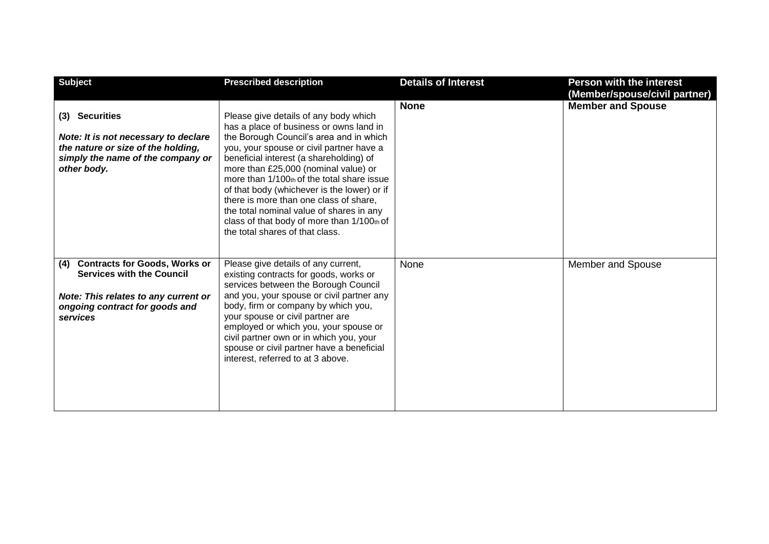| Subject | Prescribed description | Details of Interest | Person with the interest (Member/spouse/civil partner) |
| --- | --- | --- | --- |
| **(3) Securities**<br><br>***Note: It is not necessary to declare the nature or size of the holding, simply the name of the company or other body.*** | Please give details of any body which has a place of business or owns land in the Borough Council's area and in which you, your spouse or civil partner have a beneficial interest (a shareholding) of more than £25,000 (nominal value) or more than 1/100th of the total share issue of that body (whichever is the lower) or if there is more than one class of share, the total nominal value of shares in any class of that body of more than 1/100th of the total shares of that class. | **None** | **Member and Spouse** |
| **(4) Contracts for Goods, Works or Services with the Council**<br><br>***Note: This relates to any current or ongoing contract for goods and services*** | Please give details of any current, existing contracts for goods, works or services between the Borough Council and you, your spouse or civil partner any body, firm or company by which you, your spouse or civil partner are employed or which you, your spouse or civil partner own or in which you, your spouse or civil partner have a beneficial interest, referred to at 3 above. | None | Member and Spouse |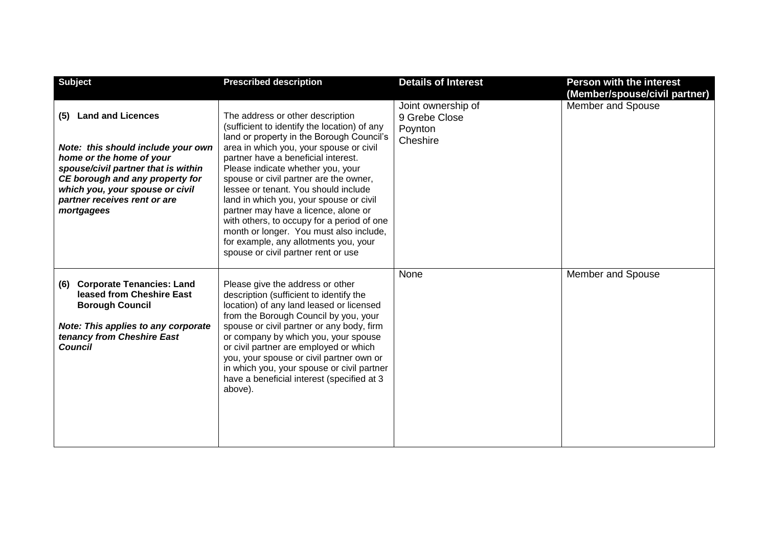| Subject | Prescribed description | Details of Interest | Person with the interest (Member/spouse/civil partner) |
|---|---|---|---|
| **(5) Land and Licences**<br><br>***Note: this should include your own home or the home of your spouse/civil partner that is within CE borough and any property for which you, your spouse or civil partner receives rent or are mortgagees*** | The address or other description (sufficient to identify the location) of any land or property in the Borough Council's area in which you, your spouse or civil partner have a beneficial interest. Please indicate whether you, your spouse or civil partner are the owner, lessee or tenant. You should include land in which you, your spouse or civil partner may have a licence, alone or with others, to occupy for a period of one month or longer. You must also include, for example, any allotments you, your spouse or civil partner rent or use | Joint ownership of 9 Grebe Close Poynton Cheshire | Member and Spouse |
| **(6) Corporate Tenancies: Land leased from Cheshire East Borough Council**<br><br>***Note: This applies to any corporate tenancy from Cheshire East Council*** | Please give the address or other description (sufficient to identify the location) of any land leased or licensed from the Borough Council by you, your spouse or civil partner or any body, firm or company by which you, your spouse or civil partner are employed or which you, your spouse or civil partner own or in which you, your spouse or civil partner have a beneficial interest (specified at 3 above). | None | Member and Spouse |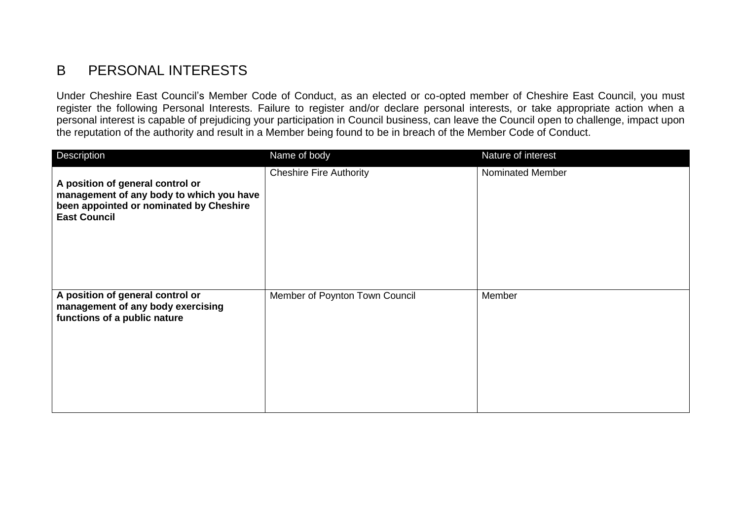## B PERSONAL INTERESTS

Under Cheshire East Council's Member Code of Conduct, as an elected or co-opted member of Cheshire East Council, you must register the following Personal Interests. Failure to register and/or declare personal interests, or take appropriate action when a personal interest is capable of prejudicing your participation in Council business, can leave the Council open to challenge, impact upon the reputation of the authority and result in a Member being found to be in breach of the Member Code of Conduct.

| Description | Name of body | Nature of interest |
| --- | --- | --- |
| **A position of general control or management of any body to which you have been appointed or nominated by Cheshire East Council** | Cheshire Fire Authority | Nominated Member |
| **A position of general control or management of any body exercising functions of a public nature** | Member of Poynton Town Council | Member |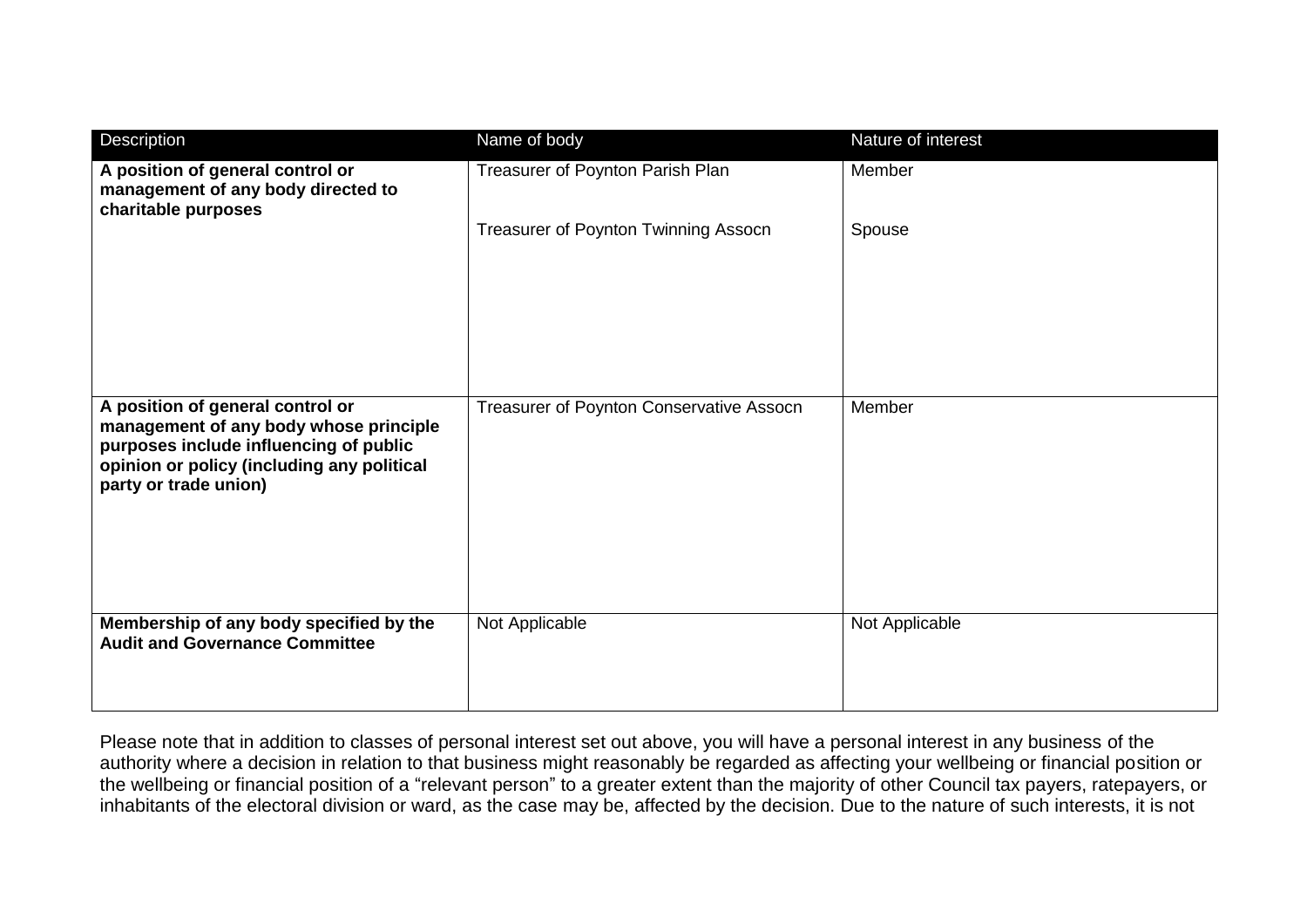| Description | Name of body | Nature of interest |
| --- | --- | --- |
| **A position of general control or management of any body directed to charitable purposes** | Treasurer of Poynton Parish Plan<br><br>Treasurer of Poynton Twinning Assocn | Member<br><br>Spouse |
| **A position of general control or management of any body whose principle purposes include influencing of public opinion or policy (including any political party or trade union)** | Treasurer of Poynton Conservative Assocn | Member |
| **Membership of any body specified by the Audit and Governance Committee** | Not Applicable | Not Applicable |

Please note that in addition to classes of personal interest set out above, you will have a personal interest in any business of the authority where a decision in relation to that business might reasonably be regarded as affecting your wellbeing or financial position or the wellbeing or financial position of a "relevant person" to a greater extent than the majority of other Council tax payers, ratepayers, or inhabitants of the electoral division or ward, as the case may be, affected by the decision. Due to the nature of such interests, it is not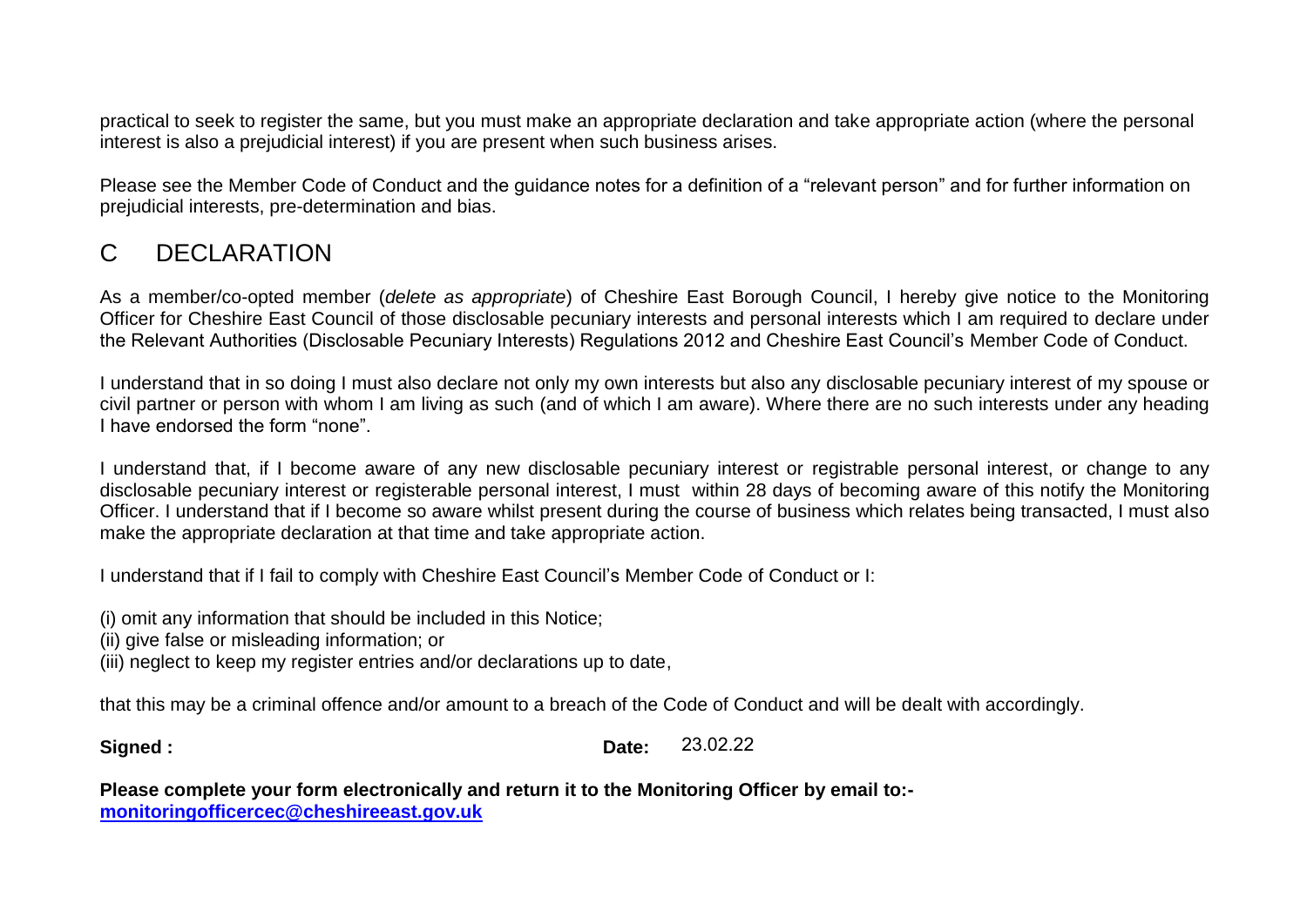practical to seek to register the same, but you must make an appropriate declaration and take appropriate action (where the personal interest is also a prejudicial interest) if you are present when such business arises.

Please see the Member Code of Conduct and the guidance notes for a definition of a "relevant person" and for further information on prejudicial interests, pre-determination and bias.

## C DECLARATION

As a member/co-opted member (*delete as appropriate*) of Cheshire East Borough Council, I hereby give notice to the Monitoring Officer for Cheshire East Council of those disclosable pecuniary interests and personal interests which I am required to declare under the Relevant Authorities (Disclosable Pecuniary Interests) Regulations 2012 and Cheshire East Council's Member Code of Conduct.

I understand that in so doing I must also declare not only my own interests but also any disclosable pecuniary interest of my spouse or civil partner or person with whom I am living as such (and of which I am aware). Where there are no such interests under any heading I have endorsed the form "none".

I understand that, if I become aware of any new disclosable pecuniary interest or registrable personal interest, or change to any disclosable pecuniary interest or registerable personal interest, I must within 28 days of becoming aware of this notify the Monitoring Officer. I understand that if I become so aware whilst present during the course of business which relates being transacted, I must also make the appropriate declaration at that time and take appropriate action.

I understand that if I fail to comply with Cheshire East Council's Member Code of Conduct or I:

(i) omit any information that should be included in this Notice;
(ii) give false or misleading information; or
(iii) neglect to keep my register entries and/or declarations up to date,

that this may be a criminal offence and/or amount to a breach of the Code of Conduct and will be dealt with accordingly.

**Signed :** **Date:** 23.02.22

**Please complete your form electronically and return it to the Monitoring Officer by email to:-**
**monitoringofficercec@cheshireeast.gov.uk**